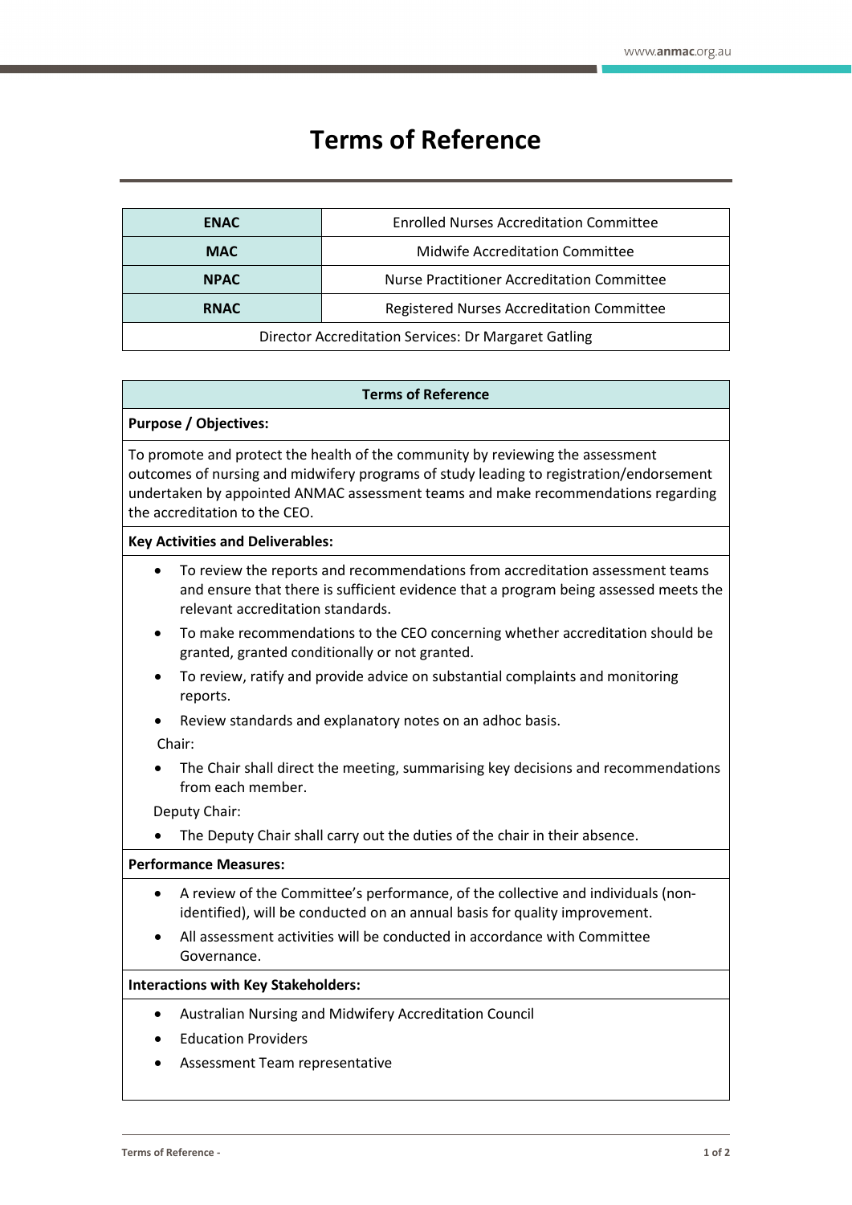# Terms of Reference

| ENAC | Enrolled Nurses Accreditation Committee |
|---|---|
| MAC | Midwife Accreditation Committee |
| NPAC | Nurse Practitioner Accreditation Committee |
| RNAC | Registered Nurses Accreditation Committee |
| Director Accreditation Services: Dr Margaret Gatling | |

## Terms of Reference

**Purpose / Objectives:**

To promote and protect the health of the community by reviewing the assessment outcomes of nursing and midwifery programs of study leading to registration/endorsement undertaken by appointed ANMAC assessment teams and make recommendations regarding the accreditation to the CEO.

**Key Activities and Deliverables:**

- To review the reports and recommendations from accreditation assessment teams and ensure that there is sufficient evidence that a program being assessed meets the relevant accreditation standards.
- To make recommendations to the CEO concerning whether accreditation should be granted, granted conditionally or not granted.
- To review, ratify and provide advice on substantial complaints and monitoring reports.
- Review standards and explanatory notes on an adhoc basis.

Chair:

- The Chair shall direct the meeting, summarising key decisions and recommendations from each member.

Deputy Chair:

- The Deputy Chair shall carry out the duties of the chair in their absence.

**Performance Measures:**

- A review of the Committee's performance, of the collective and individuals (non-identified), will be conducted on an annual basis for quality improvement.
- All assessment activities will be conducted in accordance with Committee Governance.

**Interactions with Key Stakeholders:**

- Australian Nursing and Midwifery Accreditation Council
- Education Providers
- Assessment Team representative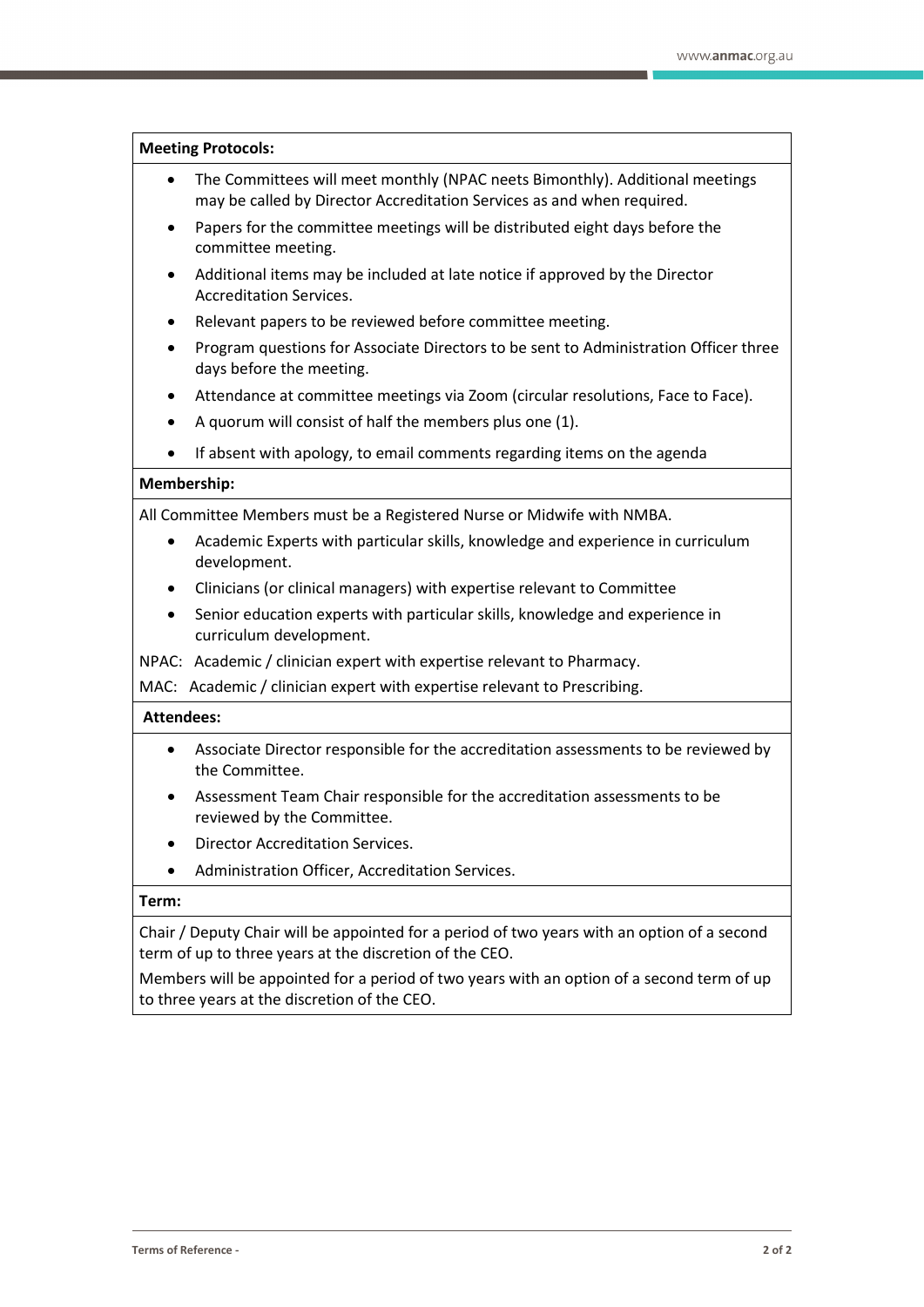**Meeting Protocols:**

- The Committees will meet monthly (NPAC neets Bimonthly). Additional meetings may be called by Director Accreditation Services as and when required.
- Papers for the committee meetings will be distributed eight days before the committee meeting.
- Additional items may be included at late notice if approved by the Director Accreditation Services.
- Relevant papers to be reviewed before committee meeting.
- Program questions for Associate Directors to be sent to Administration Officer three days before the meeting.
- Attendance at committee meetings via Zoom (circular resolutions, Face to Face).
- A quorum will consist of half the members plus one (1).
- If absent with apology, to email comments regarding items on the agenda

**Membership:**

All Committee Members must be a Registered Nurse or Midwife with NMBA.

- Academic Experts with particular skills, knowledge and experience in curriculum development.
- Clinicians (or clinical managers) with expertise relevant to Committee
- Senior education experts with particular skills, knowledge and experience in curriculum development.

NPAC: Academic / clinician expert with expertise relevant to Pharmacy.

MAC: Academic / clinician expert with expertise relevant to Prescribing.

**Attendees:**

- Associate Director responsible for the accreditation assessments to be reviewed by the Committee.
- Assessment Team Chair responsible for the accreditation assessments to be reviewed by the Committee.
- Director Accreditation Services.
- Administration Officer, Accreditation Services.

**Term:**

Chair / Deputy Chair will be appointed for a period of two years with an option of a second term of up to three years at the discretion of the CEO.

Members will be appointed for a period of two years with an option of a second term of up to three years at the discretion of the CEO.